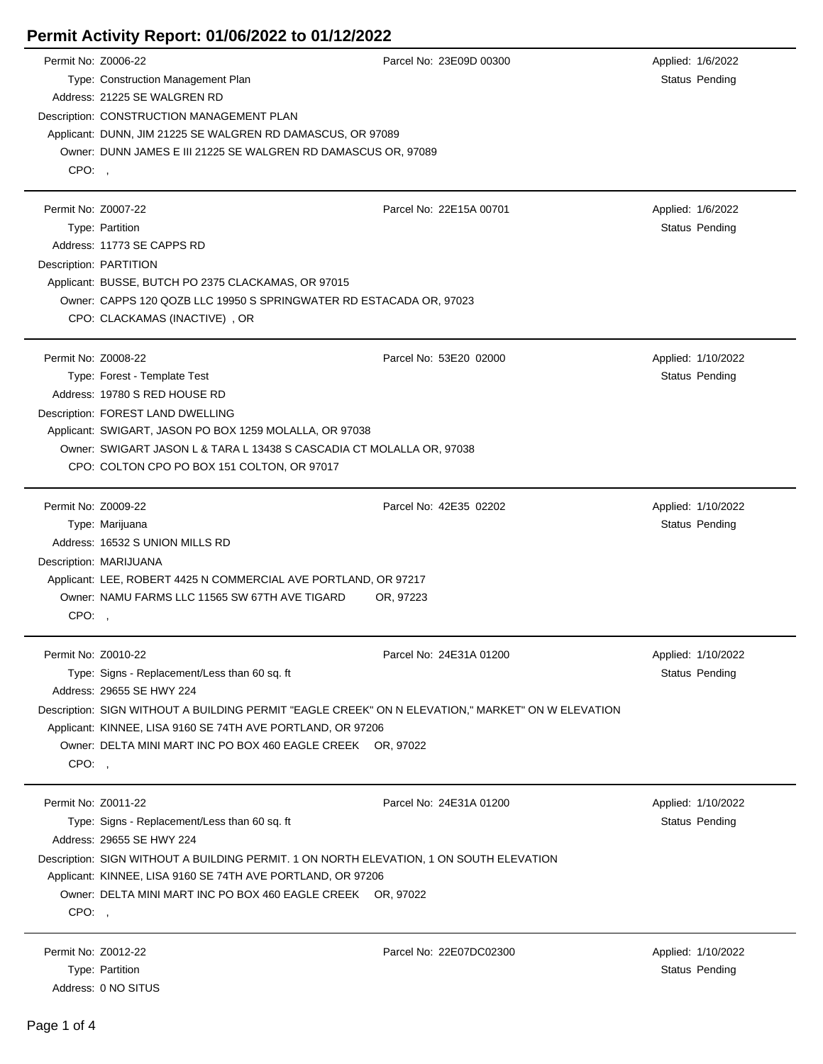# Permit Activity Report: 01/06/2022 to 01/12/2022

Permit No: Z0006-22 | Parcel No: 23E09D 00300 | Applied: 1/6/2022
Type: Construction Management Plan | Status Pending
Address: 21225 SE WALGREN RD
Description: CONSTRUCTION MANAGEMENT PLAN
Applicant: DUNN, JIM 21225 SE WALGREN RD DAMASCUS, OR 97089
Owner: DUNN JAMES E III 21225 SE WALGREN RD DAMASCUS OR, 97089
CPO: ,

---

Permit No: Z0007-22 | Parcel No: 22E15A 00701 | Applied: 1/6/2022
Type: Partition | Status Pending
Address: 11773 SE CAPPS RD
Description: PARTITION
Applicant: BUSSE, BUTCH PO 2375 CLACKAMAS, OR 97015
Owner: CAPPS 120 QOZB LLC 19950 S SPRINGWATER RD ESTACADA OR, 97023
CPO: CLACKAMAS (INACTIVE) , OR

---

Permit No: Z0008-22 | Parcel No: 53E20 02000 | Applied: 1/10/2022
Type: Forest - Template Test | Status Pending
Address: 19780 S RED HOUSE RD
Description: FOREST LAND DWELLING
Applicant: SWIGART, JASON PO BOX 1259 MOLALLA, OR 97038
Owner: SWIGART JASON L & TARA L 13438 S CASCADIA CT MOLALLA OR, 97038
CPO: COLTON CPO PO BOX 151 COLTON, OR 97017

---

Permit No: Z0009-22 | Parcel No: 42E35 02202 | Applied: 1/10/2022
Type: Marijuana | Status Pending
Address: 16532 S UNION MILLS RD
Description: MARIJUANA
Applicant: LEE, ROBERT 4425 N COMMERCIAL AVE PORTLAND, OR 97217
Owner: NAMU FARMS LLC 11565 SW 67TH AVE TIGARD OR, 97223
CPO: ,

---

Permit No: Z0010-22 | Parcel No: 24E31A 01200 | Applied: 1/10/2022
Type: Signs - Replacement/Less than 60 sq. ft | Status Pending
Address: 29655 SE HWY 224
Description: SIGN WITHOUT A BUILDING PERMIT "EAGLE CREEK" ON N ELEVATION," MARKET" ON W ELEVATION
Applicant: KINNEE, LISA 9160 SE 74TH AVE PORTLAND, OR 97206
Owner: DELTA MINI MART INC PO BOX 460 EAGLE CREEK OR, 97022
CPO: ,

---

Permit No: Z0011-22 | Parcel No: 24E31A 01200 | Applied: 1/10/2022
Type: Signs - Replacement/Less than 60 sq. ft | Status Pending
Address: 29655 SE HWY 224
Description: SIGN WITHOUT A BUILDING PERMIT. 1 ON NORTH ELEVATION, 1 ON SOUTH ELEVATION
Applicant: KINNEE, LISA 9160 SE 74TH AVE PORTLAND, OR 97206
Owner: DELTA MINI MART INC PO BOX 460 EAGLE CREEK OR, 97022
CPO: ,

---

Permit No: Z0012-22 | Parcel No: 22E07DC02300 | Applied: 1/10/2022
Type: Partition | Status Pending
Address: 0 NO SITUS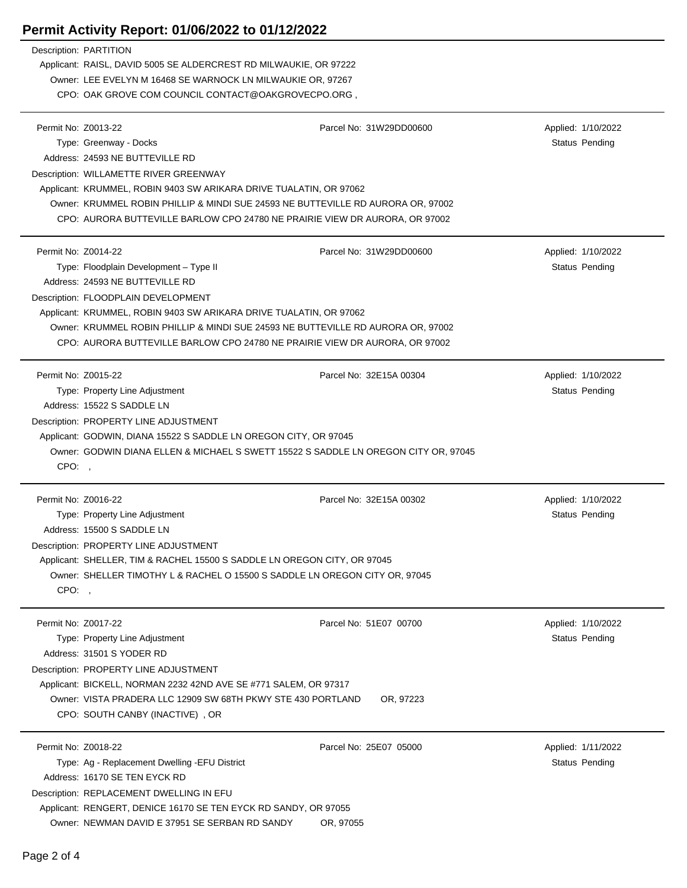# Permit Activity Report: 01/06/2022 to 01/12/2022

Description: PARTITION
Applicant: RAISL, DAVID 5005 SE ALDERCREST RD MILWAUKIE, OR 97222
Owner: LEE EVELYN M 16468 SE WARNOCK LN MILWAUKIE OR, 97267
CPO: OAK GROVE COM COUNCIL CONTACT@OAKGROVECPO.ORG ,

---

Permit No: Z0013-22 | Parcel No: 31W29DD00600 | Applied: 1/10/2022
Type: Greenway - Docks | Status Pending
Address: 24593 NE BUTTEVILLE RD
Description: WILLAMETTE RIVER GREENWAY
Applicant: KRUMMEL, ROBIN 9403 SW ARIKARA DRIVE TUALATIN, OR 97062
Owner: KRUMMEL ROBIN PHILLIP & MINDI SUE 24593 NE BUTTEVILLE RD AURORA OR, 97002
CPO: AURORA BUTTEVILLE BARLOW CPO 24780 NE PRAIRIE VIEW DR AURORA, OR 97002

---

Permit No: Z0014-22 | Parcel No: 31W29DD00600 | Applied: 1/10/2022
Type: Floodplain Development – Type II | Status Pending
Address: 24593 NE BUTTEVILLE RD
Description: FLOODPLAIN DEVELOPMENT
Applicant: KRUMMEL, ROBIN 9403 SW ARIKARA DRIVE TUALATIN, OR 97062
Owner: KRUMMEL ROBIN PHILLIP & MINDI SUE 24593 NE BUTTEVILLE RD AURORA OR, 97002
CPO: AURORA BUTTEVILLE BARLOW CPO 24780 NE PRAIRIE VIEW DR AURORA, OR 97002

---

Permit No: Z0015-22 | Parcel No: 32E15A 00304 | Applied: 1/10/2022
Type: Property Line Adjustment | Status Pending
Address: 15522 S SADDLE LN
Description: PROPERTY LINE ADJUSTMENT
Applicant: GODWIN, DIANA 15522 S SADDLE LN OREGON CITY, OR 97045
Owner: GODWIN DIANA ELLEN & MICHAEL S SWETT 15522 S SADDLE LN OREGON CITY OR, 97045
CPO: ,

---

Permit No: Z0016-22 | Parcel No: 32E15A 00302 | Applied: 1/10/2022
Type: Property Line Adjustment | Status Pending
Address: 15500 S SADDLE LN
Description: PROPERTY LINE ADJUSTMENT
Applicant: SHELLER, TIM & RACHEL 15500 S SADDLE LN OREGON CITY, OR 97045
Owner: SHELLER TIMOTHY L & RACHEL O 15500 S SADDLE LN OREGON CITY OR, 97045
CPO: ,

---

Permit No: Z0017-22 | Parcel No: 51E07 00700 | Applied: 1/10/2022
Type: Property Line Adjustment | Status Pending
Address: 31501 S YODER RD
Description: PROPERTY LINE ADJUSTMENT
Applicant: BICKELL, NORMAN 2232 42ND AVE SE #771 SALEM, OR 97317
Owner: VISTA PRADERA LLC 12909 SW 68TH PKWY STE 430 PORTLAND OR, 97223
CPO: SOUTH CANBY (INACTIVE) , OR

---

Permit No: Z0018-22 | Parcel No: 25E07 05000 | Applied: 1/11/2022
Type: Ag - Replacement Dwelling -EFU District | Status Pending
Address: 16170 SE TEN EYCK RD
Description: REPLACEMENT DWELLING IN EFU
Applicant: RENGERT, DENICE 16170 SE TEN EYCK RD SANDY, OR 97055
Owner: NEWMAN DAVID E 37951 SE SERBAN RD SANDY OR, 97055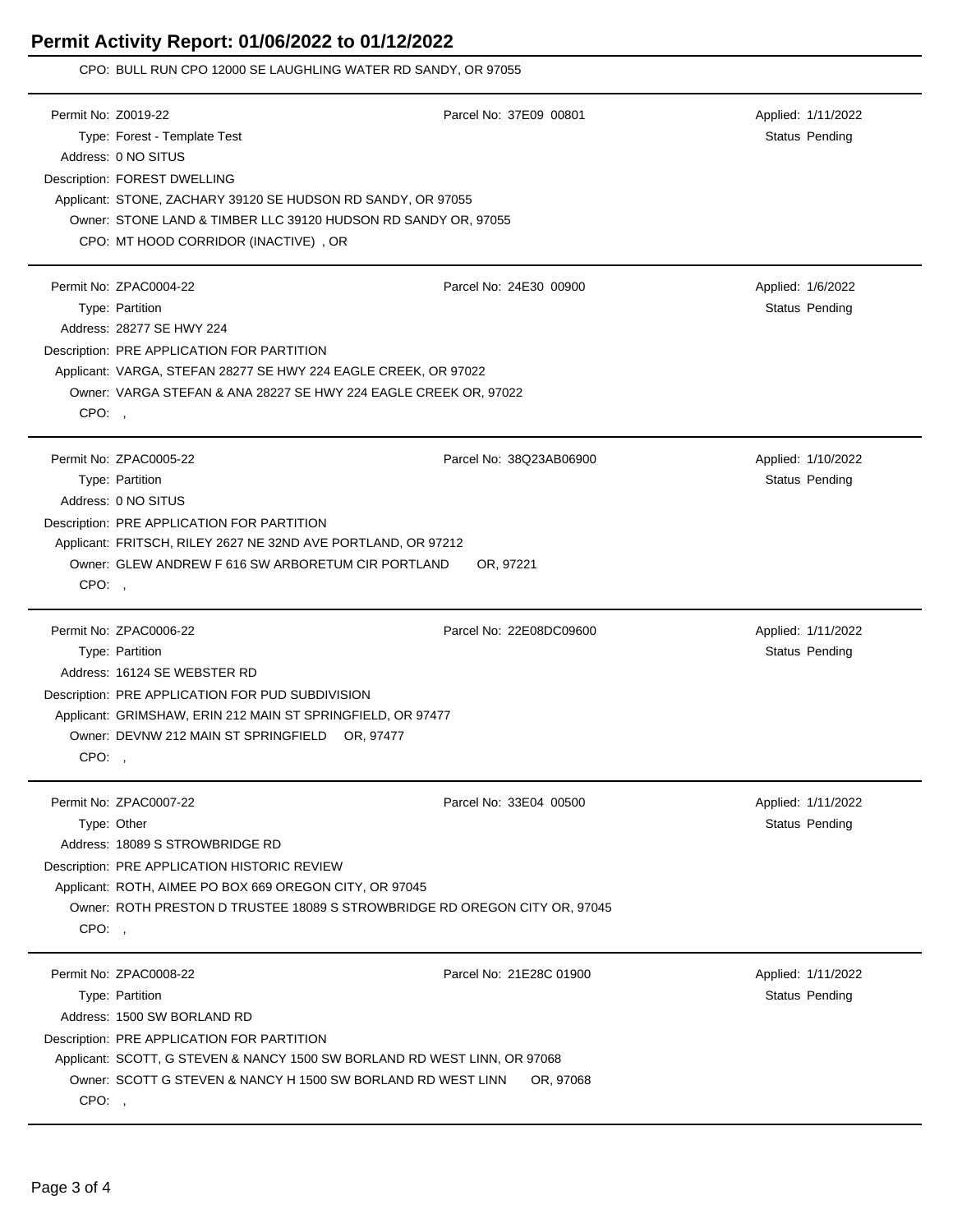# Permit Activity Report: 01/06/2022 to 01/12/2022

CPO: BULL RUN CPO 12000 SE LAUGHLING WATER RD SANDY, OR 97055

---

Permit No: Z0019-22 | Parcel No: 37E09 00801 | Applied: 1/11/2022
Type: Forest - Template Test | Status Pending
Address: 0 NO SITUS
Description: FOREST DWELLING
Applicant: STONE, ZACHARY 39120 SE HUDSON RD SANDY, OR 97055
Owner: STONE LAND & TIMBER LLC 39120 HUDSON RD SANDY OR, 97055
CPO: MT HOOD CORRIDOR (INACTIVE) , OR

---

Permit No: ZPAC0004-22 | Parcel No: 24E30 00900 | Applied: 1/6/2022
Type: Partition | Status Pending
Address: 28277 SE HWY 224
Description: PRE APPLICATION FOR PARTITION
Applicant: VARGA, STEFAN 28277 SE HWY 224 EAGLE CREEK, OR 97022
Owner: VARGA STEFAN & ANA 28227 SE HWY 224 EAGLE CREEK OR, 97022
CPO: ,

---

Permit No: ZPAC0005-22 | Parcel No: 38Q23AB06900 | Applied: 1/10/2022
Type: Partition | Status Pending
Address: 0 NO SITUS
Description: PRE APPLICATION FOR PARTITION
Applicant: FRITSCH, RILEY 2627 NE 32ND AVE PORTLAND, OR 97212
Owner: GLEW ANDREW F 616 SW ARBORETUM CIR PORTLAND OR, 97221
CPO: ,

---

Permit No: ZPAC0006-22 | Parcel No: 22E08DC09600 | Applied: 1/11/2022
Type: Partition | Status Pending
Address: 16124 SE WEBSTER RD
Description: PRE APPLICATION FOR PUD SUBDIVISION
Applicant: GRIMSHAW, ERIN 212 MAIN ST SPRINGFIELD, OR 97477
Owner: DEVNW 212 MAIN ST SPRINGFIELD OR, 97477
CPO: ,

---

Permit No: ZPAC0007-22 | Parcel No: 33E04 00500 | Applied: 1/11/2022
Type: Other | Status Pending
Address: 18089 S STROWBRIDGE RD
Description: PRE APPLICATION HISTORIC REVIEW
Applicant: ROTH, AIMEE PO BOX 669 OREGON CITY, OR 97045
Owner: ROTH PRESTON D TRUSTEE 18089 S STROWBRIDGE RD OREGON CITY OR, 97045
CPO: ,

---

Permit No: ZPAC0008-22 | Parcel No: 21E28C 01900 | Applied: 1/11/2022
Type: Partition | Status Pending
Address: 1500 SW BORLAND RD
Description: PRE APPLICATION FOR PARTITION
Applicant: SCOTT, G STEVEN & NANCY 1500 SW BORLAND RD WEST LINN, OR 97068
Owner: SCOTT G STEVEN & NANCY H 1500 SW BORLAND RD WEST LINN OR, 97068
CPO: ,